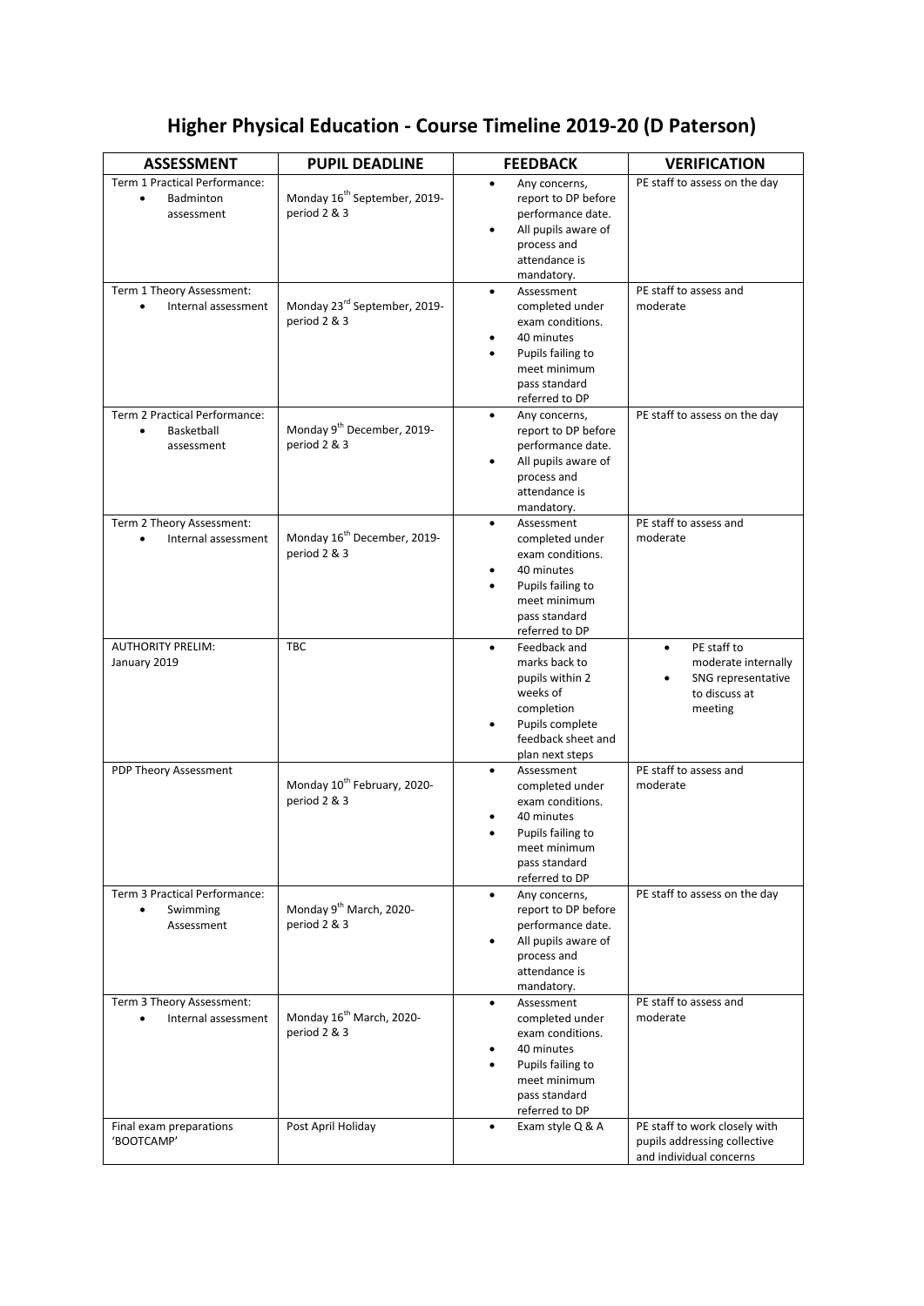# Higher Physical Education - Course Timeline 2019-20 (D Paterson)

| ASSESSMENT | PUPIL DEADLINE | FEEDBACK | VERIFICATION |
|---|---|---|---|
| Term 1 Practical Performance:<br>• Badminton assessment | Monday 16th September, 2019- period 2 & 3 | • Any concerns, report to DP before performance date.<br>• All pupils aware of process and attendance is mandatory. | PE staff to assess on the day |
| Term 1 Theory Assessment:<br>• Internal assessment | Monday 23rd September, 2019- period 2 & 3 | • Assessment completed under exam conditions.<br>• 40 minutes<br>• Pupils failing to meet minimum pass standard referred to DP | PE staff to assess and moderate |
| Term 2 Practical Performance:<br>• Basketball assessment | Monday 9th December, 2019- period 2 & 3 | • Any concerns, report to DP before performance date.<br>• All pupils aware of process and attendance is mandatory. | PE staff to assess on the day |
| Term 2 Theory Assessment:<br>• Internal assessment | Monday 16th December, 2019- period 2 & 3 | • Assessment completed under exam conditions.<br>• 40 minutes<br>• Pupils failing to meet minimum pass standard referred to DP | PE staff to assess and moderate |
| AUTHORITY PRELIM:<br>January 2019 | TBC | • Feedback and marks back to pupils within 2 weeks of completion<br>• Pupils complete feedback sheet and plan next steps | • PE staff to moderate internally<br>• SNG representative to discuss at meeting |
| PDP Theory Assessment | Monday 10th February, 2020- period 2 & 3 | • Assessment completed under exam conditions.<br>• 40 minutes<br>• Pupils failing to meet minimum pass standard referred to DP | PE staff to assess and moderate |
| Term 3 Practical Performance:<br>• Swimming Assessment | Monday 9th March, 2020- period 2 & 3 | • Any concerns, report to DP before performance date.<br>• All pupils aware of process and attendance is mandatory. | PE staff to assess on the day |
| Term 3 Theory Assessment:<br>• Internal assessment | Monday 16th March, 2020- period 2 & 3 | • Assessment completed under exam conditions.<br>• 40 minutes<br>• Pupils failing to meet minimum pass standard referred to DP | PE staff to assess and moderate |
| Final exam preparations 'BOOTCAMP' | Post April Holiday | • Exam style Q & A | PE staff to work closely with pupils addressing collective and individual concerns |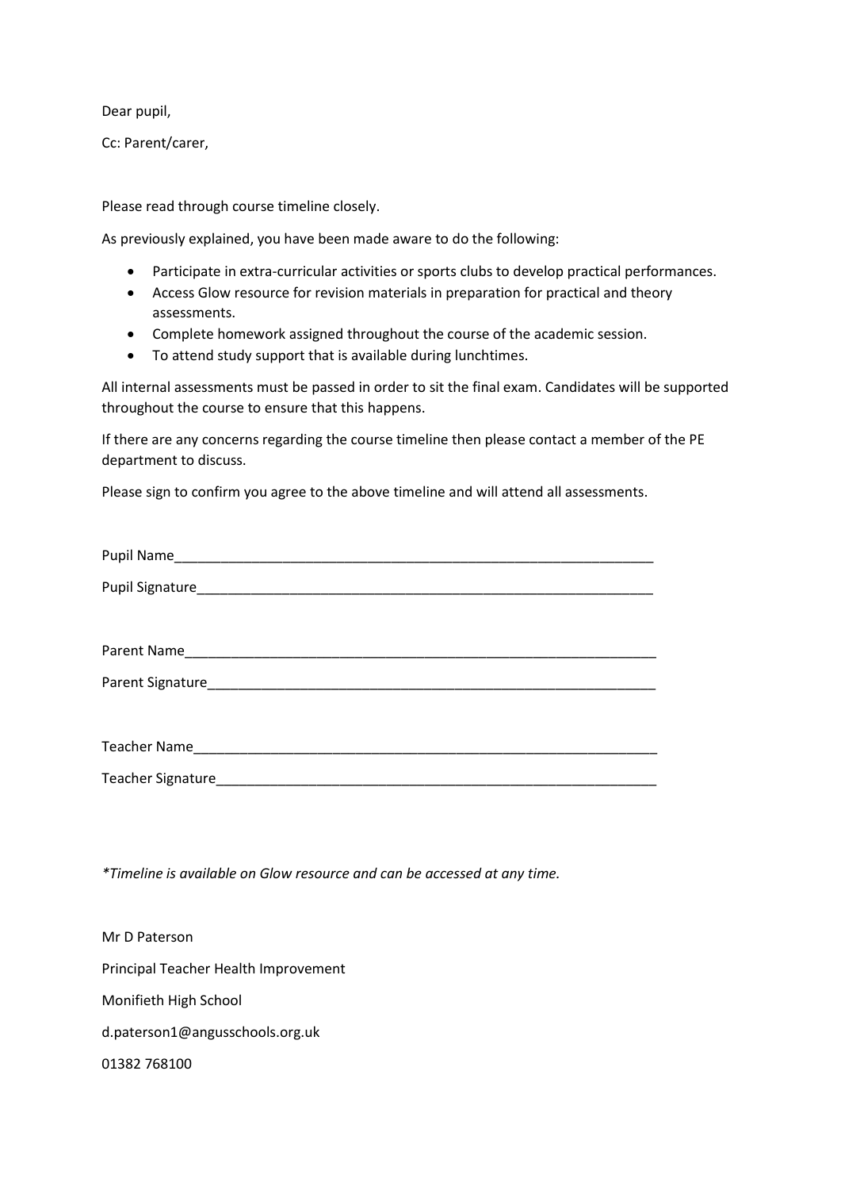Dear pupil,

Cc: Parent/carer,

Please read through course timeline closely.

As previously explained, you have been made aware to do the following:

- Participate in extra-curricular activities or sports clubs to develop practical performances.
- Access Glow resource for revision materials in preparation for practical and theory assessments.
- Complete homework assigned throughout the course of the academic session.
- To attend study support that is available during lunchtimes.

All internal assessments must be passed in order to sit the final exam. Candidates will be supported throughout the course to ensure that this happens.

If there are any concerns regarding the course timeline then please contact a member of the PE department to discuss.

Please sign to confirm you agree to the above timeline and will attend all assessments.

Pupil Name_______________________________________________________________

Pupil Signature___________________________________________________________

Parent Name______________________________________________________________

Parent Signature__________________________________________________________

Teacher Name_____________________________________________________________

Teacher Signature_________________________________________________________

*\*Timeline is available on Glow resource and can be accessed at any time.*

Mr D Paterson

Principal Teacher Health Improvement

Monifieth High School

d.paterson1@angusschools.org.uk

01382 768100